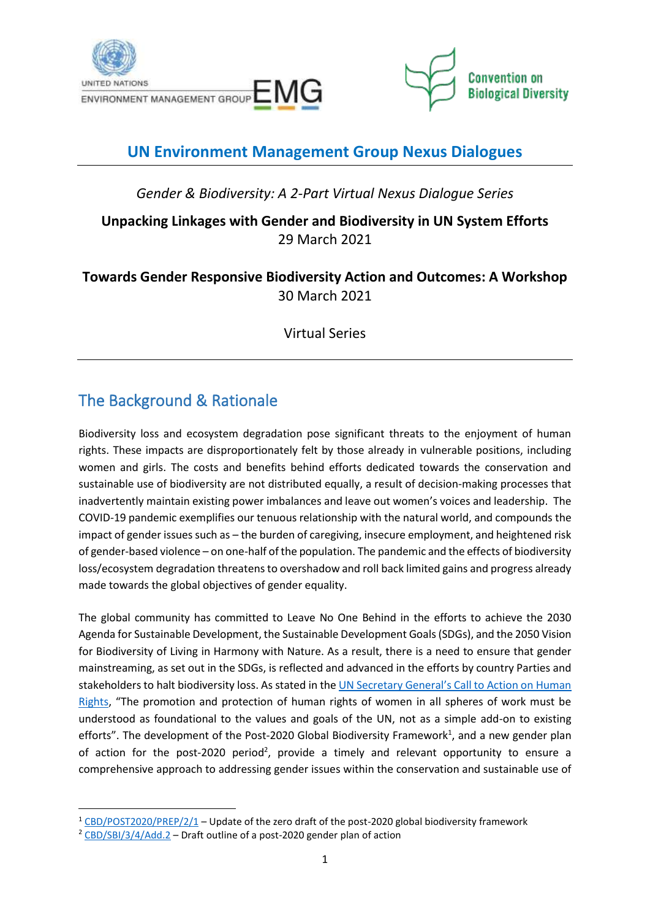UNITED NATIONS
ENVIRONMENT MANAGEMENT GROUP EMG

Convention on Biological Diversity

# UN Environment Management Group Nexus Dialogues

*Gender & Biodiversity: A 2-Part Virtual Nexus Dialogue Series*

**Unpacking Linkages with Gender and Biodiversity in UN System Efforts**
29 March 2021

**Towards Gender Responsive Biodiversity Action and Outcomes: A Workshop**
30 March 2021

Virtual Series

## The Background & Rationale

Biodiversity loss and ecosystem degradation pose significant threats to the enjoyment of human rights. These impacts are disproportionately felt by those already in vulnerable positions, including women and girls. The costs and benefits behind efforts dedicated towards the conservation and sustainable use of biodiversity are not distributed equally, a result of decision-making processes that inadvertently maintain existing power imbalances and leave out women's voices and leadership. The COVID-19 pandemic exemplifies our tenuous relationship with the natural world, and compounds the impact of gender issues such as – the burden of caregiving, insecure employment, and heightened risk of gender-based violence – on one-half of the population. The pandemic and the effects of biodiversity loss/ecosystem degradation threatens to overshadow and roll back limited gains and progress already made towards the global objectives of gender equality.

The global community has committed to Leave No One Behind in the efforts to achieve the 2030 Agenda for Sustainable Development, the Sustainable Development Goals (SDGs), and the 2050 Vision for Biodiversity of Living in Harmony with Nature. As a result, there is a need to ensure that gender mainstreaming, as set out in the SDGs, is reflected and advanced in the efforts by country Parties and stakeholders to halt biodiversity loss. As stated in the UN Secretary General's Call to Action on Human Rights, "The promotion and protection of human rights of women in all spheres of work must be understood as foundational to the values and goals of the UN, not as a simple add-on to existing efforts". The development of the Post-2020 Global Biodiversity Framework[1], and a new gender plan of action for the post-2020 period[2], provide a timely and relevant opportunity to ensure a comprehensive approach to addressing gender issues within the conservation and sustainable use of

[1] CBD/POST2020/PREP/2/1 – Update of the zero draft of the post-2020 global biodiversity framework
[2] CBD/SBI/3/4/Add.2 – Draft outline of a post-2020 gender plan of action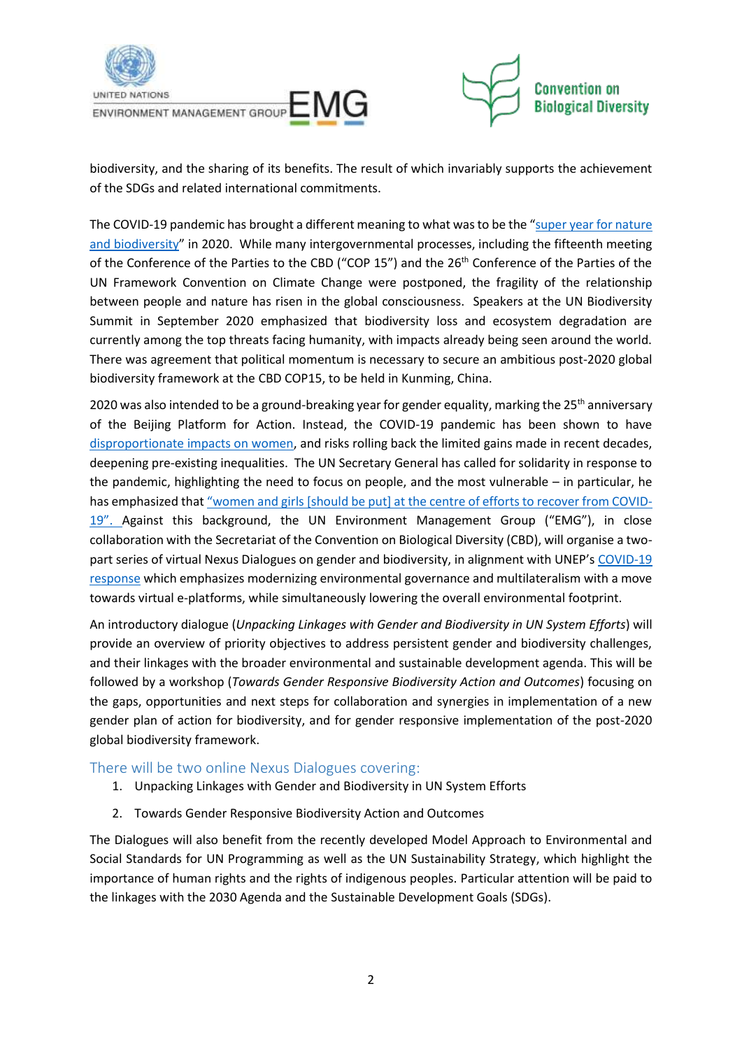biodiversity, and the sharing of its benefits. The result of which invariably supports the achievement of the SDGs and related international commitments.

The COVID-19 pandemic has brought a different meaning to what was to be the "super year for nature and biodiversity" in 2020. While many intergovernmental processes, including the fifteenth meeting of the Conference of the Parties to the CBD ("COP 15") and the 26th Conference of the Parties of the UN Framework Convention on Climate Change were postponed, the fragility of the relationship between people and nature has risen in the global consciousness. Speakers at the UN Biodiversity Summit in September 2020 emphasized that biodiversity loss and ecosystem degradation are currently among the top threats facing humanity, with impacts already being seen around the world. There was agreement that political momentum is necessary to secure an ambitious post-2020 global biodiversity framework at the CBD COP15, to be held in Kunming, China.

2020 was also intended to be a ground-breaking year for gender equality, marking the 25th anniversary of the Beijing Platform for Action. Instead, the COVID-19 pandemic has been shown to have disproportionate impacts on women, and risks rolling back the limited gains made in recent decades, deepening pre-existing inequalities. The UN Secretary General has called for solidarity in response to the pandemic, highlighting the need to focus on people, and the most vulnerable – in particular, he has emphasized that "women and girls [should be put] at the centre of efforts to recover from COVID-19". Against this background, the UN Environment Management Group ("EMG"), in close collaboration with the Secretariat of the Convention on Biological Diversity (CBD), will organise a two-part series of virtual Nexus Dialogues on gender and biodiversity, in alignment with UNEP's COVID-19 response which emphasizes modernizing environmental governance and multilateralism with a move towards virtual e-platforms, while simultaneously lowering the overall environmental footprint.

An introductory dialogue (*Unpacking Linkages with Gender and Biodiversity in UN System Efforts*) will provide an overview of priority objectives to address persistent gender and biodiversity challenges, and their linkages with the broader environmental and sustainable development agenda. This will be followed by a workshop (*Towards Gender Responsive Biodiversity Action and Outcomes*) focusing on the gaps, opportunities and next steps for collaboration and synergies in implementation of a new gender plan of action for biodiversity, and for gender responsive implementation of the post-2020 global biodiversity framework.

## There will be two online Nexus Dialogues covering:

1. Unpacking Linkages with Gender and Biodiversity in UN System Efforts
2. Towards Gender Responsive Biodiversity Action and Outcomes

The Dialogues will also benefit from the recently developed Model Approach to Environmental and Social Standards for UN Programming as well as the UN Sustainability Strategy, which highlight the importance of human rights and the rights of indigenous peoples. Particular attention will be paid to the linkages with the 2030 Agenda and the Sustainable Development Goals (SDGs).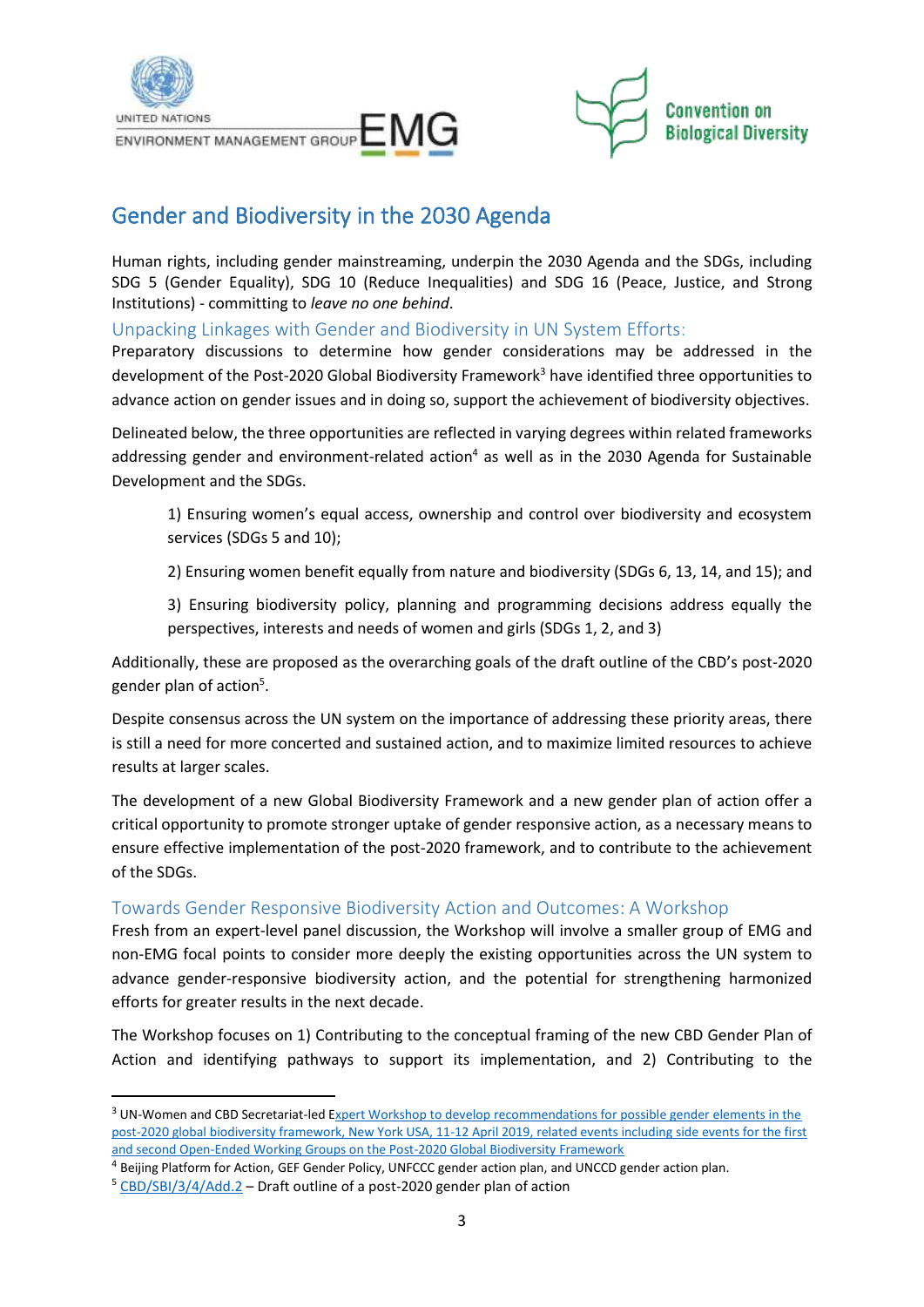# Gender and Biodiversity in the 2030 Agenda

Human rights, including gender mainstreaming, underpin the 2030 Agenda and the SDGs, including SDG 5 (Gender Equality), SDG 10 (Reduce Inequalities) and SDG 16 (Peace, Justice, and Strong Institutions) - committing to *leave no one behind*.

## Unpacking Linkages with Gender and Biodiversity in UN System Efforts:

Preparatory discussions to determine how gender considerations may be addressed in the development of the Post-2020 Global Biodiversity Framework[3] have identified three opportunities to advance action on gender issues and in doing so, support the achievement of biodiversity objectives.

Delineated below, the three opportunities are reflected in varying degrees within related frameworks addressing gender and environment-related action[4] as well as in the 2030 Agenda for Sustainable Development and the SDGs.

1) Ensuring women's equal access, ownership and control over biodiversity and ecosystem services (SDGs 5 and 10);

2) Ensuring women benefit equally from nature and biodiversity (SDGs 6, 13, 14, and 15); and

3) Ensuring biodiversity policy, planning and programming decisions address equally the perspectives, interests and needs of women and girls (SDGs 1, 2, and 3)

Additionally, these are proposed as the overarching goals of the draft outline of the CBD's post-2020 gender plan of action[5].

Despite consensus across the UN system on the importance of addressing these priority areas, there is still a need for more concerted and sustained action, and to maximize limited resources to achieve results at larger scales.

The development of a new Global Biodiversity Framework and a new gender plan of action offer a critical opportunity to promote stronger uptake of gender responsive action, as a necessary means to ensure effective implementation of the post-2020 framework, and to contribute to the achievement of the SDGs.

## Towards Gender Responsive Biodiversity Action and Outcomes: A Workshop

Fresh from an expert-level panel discussion, the Workshop will involve a smaller group of EMG and non-EMG focal points to consider more deeply the existing opportunities across the UN system to advance gender-responsive biodiversity action, and the potential for strengthening harmonized efforts for greater results in the next decade.

The Workshop focuses on 1) Contributing to the conceptual framing of the new CBD Gender Plan of Action and identifying pathways to support its implementation, and 2) Contributing to the

---

[3] UN-Women and CBD Secretariat-led Expert Workshop to develop recommendations for possible gender elements in the post-2020 global biodiversity framework, New York USA, 11-12 April 2019, related events including side events for the first and second Open-Ended Working Groups on the Post-2020 Global Biodiversity Framework

[4] Beijing Platform for Action, GEF Gender Policy, UNFCCC gender action plan, and UNCCD gender action plan.

[5] CBD/SBI/3/4/Add.2 – Draft outline of a post-2020 gender plan of action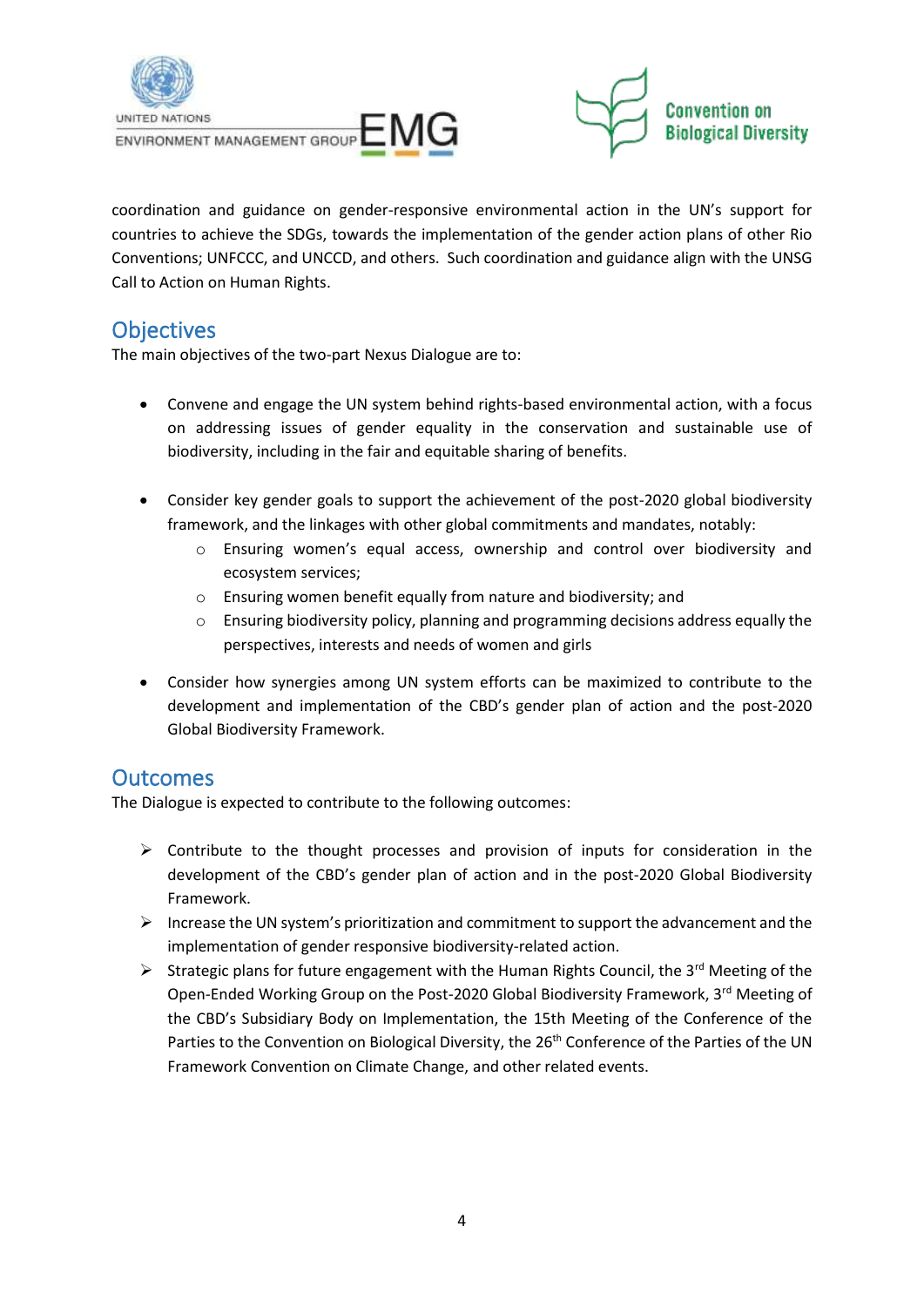coordination and guidance on gender-responsive environmental action in the UN's support for countries to achieve the SDGs, towards the implementation of the gender action plans of other Rio Conventions; UNFCCC, and UNCCD, and others. Such coordination and guidance align with the UNSG Call to Action on Human Rights.

## Objectives

The main objectives of the two-part Nexus Dialogue are to:

- Convene and engage the UN system behind rights-based environmental action, with a focus on addressing issues of gender equality in the conservation and sustainable use of biodiversity, including in the fair and equitable sharing of benefits.

- Consider key gender goals to support the achievement of the post-2020 global biodiversity framework, and the linkages with other global commitments and mandates, notably:
  - Ensuring women's equal access, ownership and control over biodiversity and ecosystem services;
  - Ensuring women benefit equally from nature and biodiversity; and
  - Ensuring biodiversity policy, planning and programming decisions address equally the perspectives, interests and needs of women and girls

- Consider how synergies among UN system efforts can be maximized to contribute to the development and implementation of the CBD's gender plan of action and the post-2020 Global Biodiversity Framework.

## Outcomes

The Dialogue is expected to contribute to the following outcomes:

- Contribute to the thought processes and provision of inputs for consideration in the development of the CBD's gender plan of action and in the post-2020 Global Biodiversity Framework.
- Increase the UN system's prioritization and commitment to support the advancement and the implementation of gender responsive biodiversity-related action.
- Strategic plans for future engagement with the Human Rights Council, the 3rd Meeting of the Open-Ended Working Group on the Post-2020 Global Biodiversity Framework, 3rd Meeting of the CBD's Subsidiary Body on Implementation, the 15th Meeting of the Conference of the Parties to the Convention on Biological Diversity, the 26th Conference of the Parties of the UN Framework Convention on Climate Change, and other related events.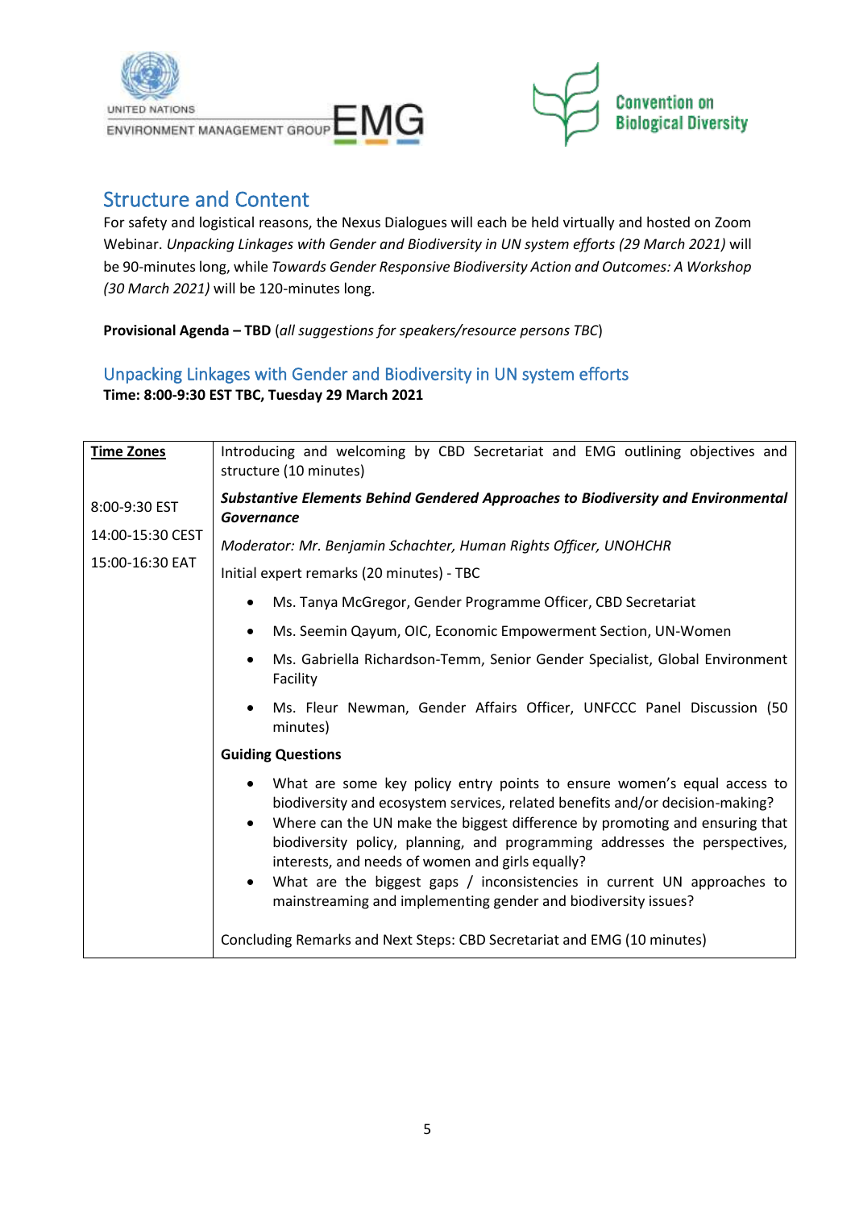## Structure and Content

For safety and logistical reasons, the Nexus Dialogues will each be held virtually and hosted on Zoom Webinar. *Unpacking Linkages with Gender and Biodiversity in UN system efforts (29 March 2021)* will be 90-minutes long, while *Towards Gender Responsive Biodiversity Action and Outcomes: A Workshop (30 March 2021)* will be 120-minutes long.

**Provisional Agenda – TBD** (*all suggestions for speakers/resource persons TBC*)

### Unpacking Linkages with Gender and Biodiversity in UN system efforts

**Time: 8:00-9:30 EST TBC, Tuesday 29 March 2021**

| **Time Zones** | Introducing and welcoming by CBD Secretariat and EMG outlining objectives and structure (10 minutes) |
|---|---|
| 8:00-9:30 EST<br>14:00-15:30 CEST<br>15:00-16:30 EAT | ***Substantive Elements Behind Gendered Approaches to Biodiversity and Environmental Governance***<br>*Moderator: Mr. Benjamin Schachter, Human Rights Officer, UNOHCHR*<br>Initial expert remarks (20 minutes) - TBC<br>• Ms. Tanya McGregor, Gender Programme Officer, CBD Secretariat<br>• Ms. Seemin Qayum, OIC, Economic Empowerment Section, UN-Women<br>• Ms. Gabriella Richardson-Temm, Senior Gender Specialist, Global Environment Facility<br>• Ms. Fleur Newman, Gender Affairs Officer, UNFCCC Panel Discussion (50 minutes)<br>**Guiding Questions**<br>• What are some key policy entry points to ensure women's equal access to biodiversity and ecosystem services, related benefits and/or decision-making?<br>• Where can the UN make the biggest difference by promoting and ensuring that biodiversity policy, planning, and programming addresses the perspectives, interests, and needs of women and girls equally?<br>• What are the biggest gaps / inconsistencies in current UN approaches to mainstreaming and implementing gender and biodiversity issues?<br>Concluding Remarks and Next Steps: CBD Secretariat and EMG (10 minutes) |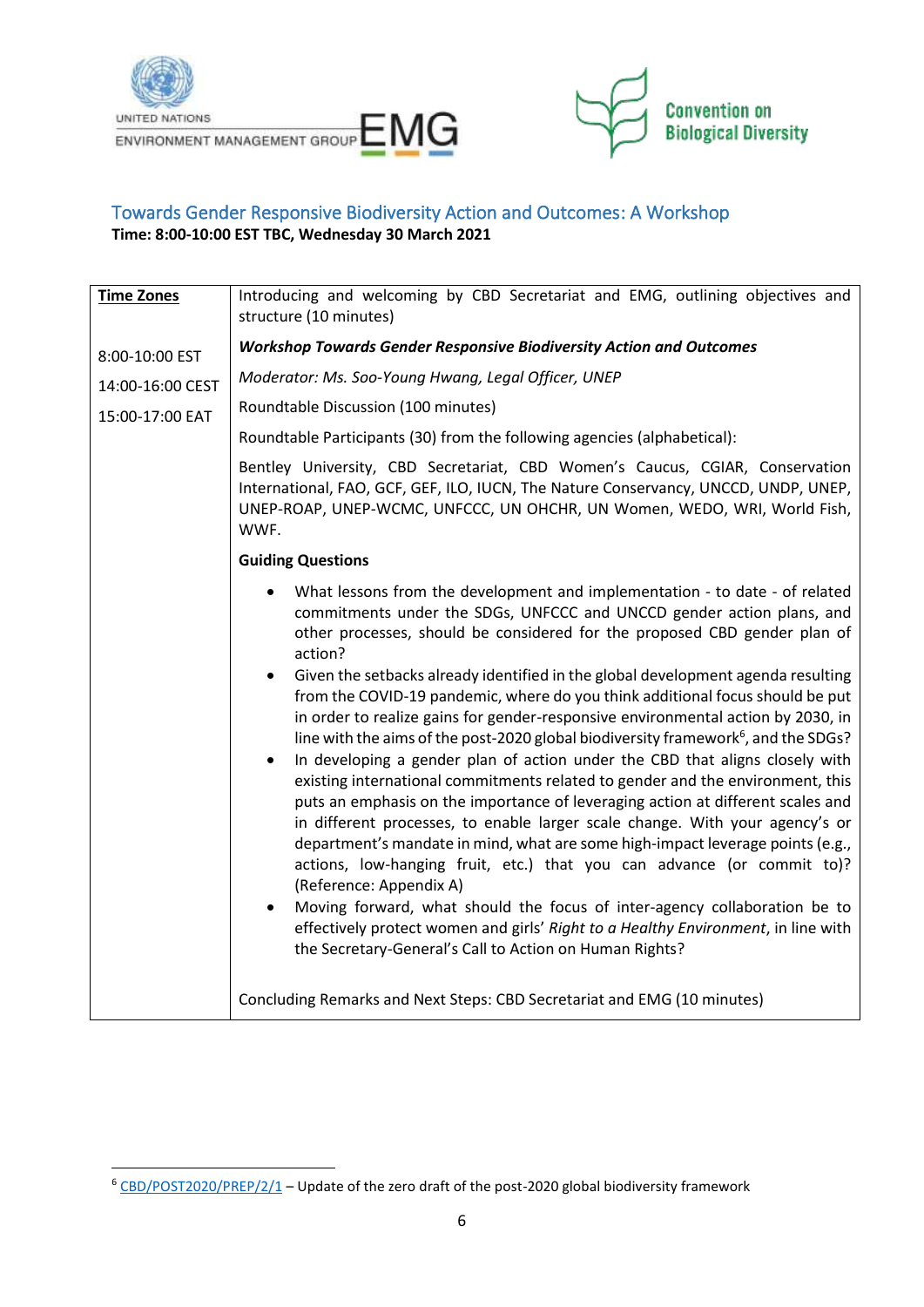## Towards Gender Responsive Biodiversity Action and Outcomes: A Workshop

**Time: 8:00-10:00 EST TBC, Wednesday 30 March 2021**

| **Time Zones** | Introducing and welcoming by CBD Secretariat and EMG, outlining objectives and structure (10 minutes) |
|---|---|
| 8:00-10:00 EST<br>14:00-16:00 CEST<br>15:00-17:00 EAT | ***Workshop Towards Gender Responsive Biodiversity Action and Outcomes***<br>*Moderator: Ms. Soo-Young Hwang, Legal Officer, UNEP*<br>Roundtable Discussion (100 minutes)<br>Roundtable Participants (30) from the following agencies (alphabetical):<br>Bentley University, CBD Secretariat, CBD Women's Caucus, CGIAR, Conservation International, FAO, GCF, GEF, ILO, IUCN, The Nature Conservancy, UNCCD, UNDP, UNEP, UNEP-ROAP, UNEP-WCMC, UNFCCC, UN OHCHR, UN Women, WEDO, WRI, World Fish, WWF.<br>**Guiding Questions**<br>• What lessons from the development and implementation - to date - of related commitments under the SDGs, UNFCCC and UNCCD gender action plans, and other processes, should be considered for the proposed CBD gender plan of action?<br>• Given the setbacks already identified in the global development agenda resulting from the COVID-19 pandemic, where do you think additional focus should be put in order to realize gains for gender-responsive environmental action by 2030, in line with the aims of the post-2020 global biodiversity framework[6], and the SDGs?<br>• In developing a gender plan of action under the CBD that aligns closely with existing international commitments related to gender and the environment, this puts an emphasis on the importance of leveraging action at different scales and in different processes, to enable larger scale change. With your agency's or department's mandate in mind, what are some high-impact leverage points (e.g., actions, low-hanging fruit, etc.) that you can advance (or commit to)? (Reference: Appendix A)<br>• Moving forward, what should the focus of inter-agency collaboration be to effectively protect women and girls' *Right to a Healthy Environment*, in line with the Secretary-General's Call to Action on Human Rights? |
| | Concluding Remarks and Next Steps: CBD Secretariat and EMG (10 minutes) |

[6] CBD/POST2020/PREP/2/1 – Update of the zero draft of the post-2020 global biodiversity framework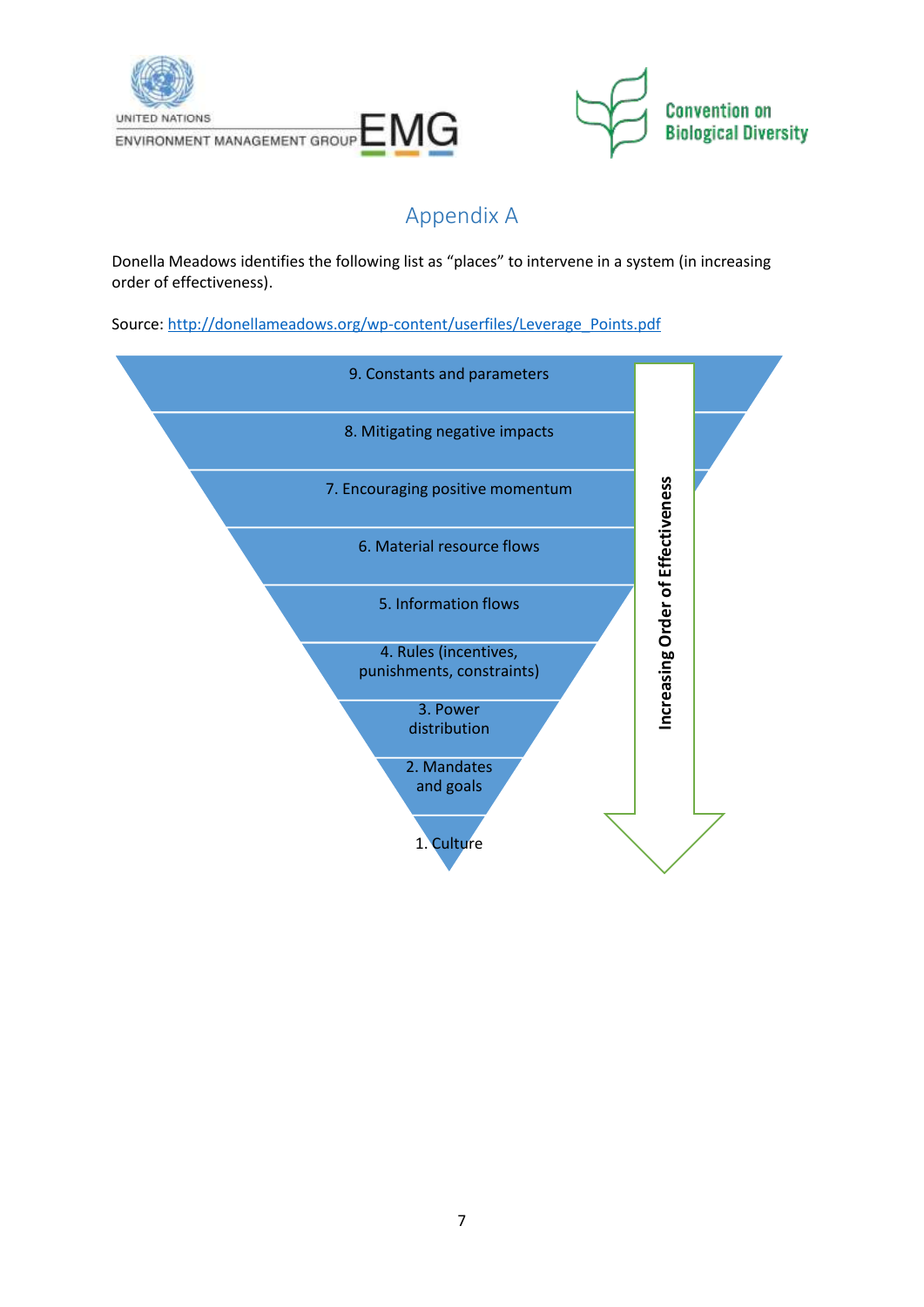## Appendix A

Donella Meadows identifies the following list as "places" to intervene in a system (in increasing order of effectiveness).

Source: http://donellameadows.org/wp-content/userfiles/Leverage_Points.pdf

9. Constants and parameters

8. Mitigating negative impacts

7. Encouraging positive momentum

6. Material resource flows

5. Information flows

4. Rules (incentives, punishments, constraints)

3. Power distribution

2. Mandates and goals

1. Culture

Increasing Order of Effectiveness